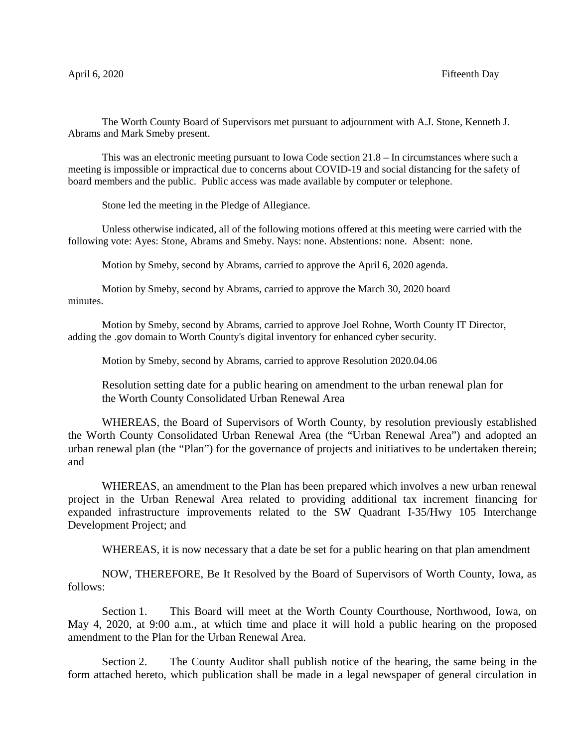April 6, 2020 Fifteenth Day

The Worth County Board of Supervisors met pursuant to adjournment with A.J. Stone, Kenneth J. Abrams and Mark Smeby present.

This was an electronic meeting pursuant to Iowa Code section 21.8 – In circumstances where such a meeting is impossible or impractical due to concerns about COVID-19 and social distancing for the safety of board members and the public. Public access was made available by computer or telephone.

Stone led the meeting in the Pledge of Allegiance.

Unless otherwise indicated, all of the following motions offered at this meeting were carried with the following vote: Ayes: Stone, Abrams and Smeby. Nays: none. Abstentions: none. Absent: none.

Motion by Smeby, second by Abrams, carried to approve the April 6, 2020 agenda.

Motion by Smeby, second by Abrams, carried to approve the March 30, 2020 board minutes.

Motion by Smeby, second by Abrams, carried to approve Joel Rohne, Worth County IT Director, adding the .gov domain to Worth County's digital inventory for enhanced cyber security.

Motion by Smeby, second by Abrams, carried to approve Resolution 2020.04.06

Resolution setting date for a public hearing on amendment to the urban renewal plan for the Worth County Consolidated Urban Renewal Area

WHEREAS, the Board of Supervisors of Worth County, by resolution previously established the Worth County Consolidated Urban Renewal Area (the "Urban Renewal Area") and adopted an urban renewal plan (the "Plan") for the governance of projects and initiatives to be undertaken therein; and

WHEREAS, an amendment to the Plan has been prepared which involves a new urban renewal project in the Urban Renewal Area related to providing additional tax increment financing for expanded infrastructure improvements related to the SW Quadrant I-35/Hwy 105 Interchange Development Project; and

WHEREAS, it is now necessary that a date be set for a public hearing on that plan amendment

NOW, THEREFORE, Be It Resolved by the Board of Supervisors of Worth County, Iowa, as follows:

Section 1. This Board will meet at the Worth County Courthouse, Northwood, Iowa, on May 4, 2020, at 9:00 a.m., at which time and place it will hold a public hearing on the proposed amendment to the Plan for the Urban Renewal Area.

Section 2. The County Auditor shall publish notice of the hearing, the same being in the form attached hereto, which publication shall be made in a legal newspaper of general circulation in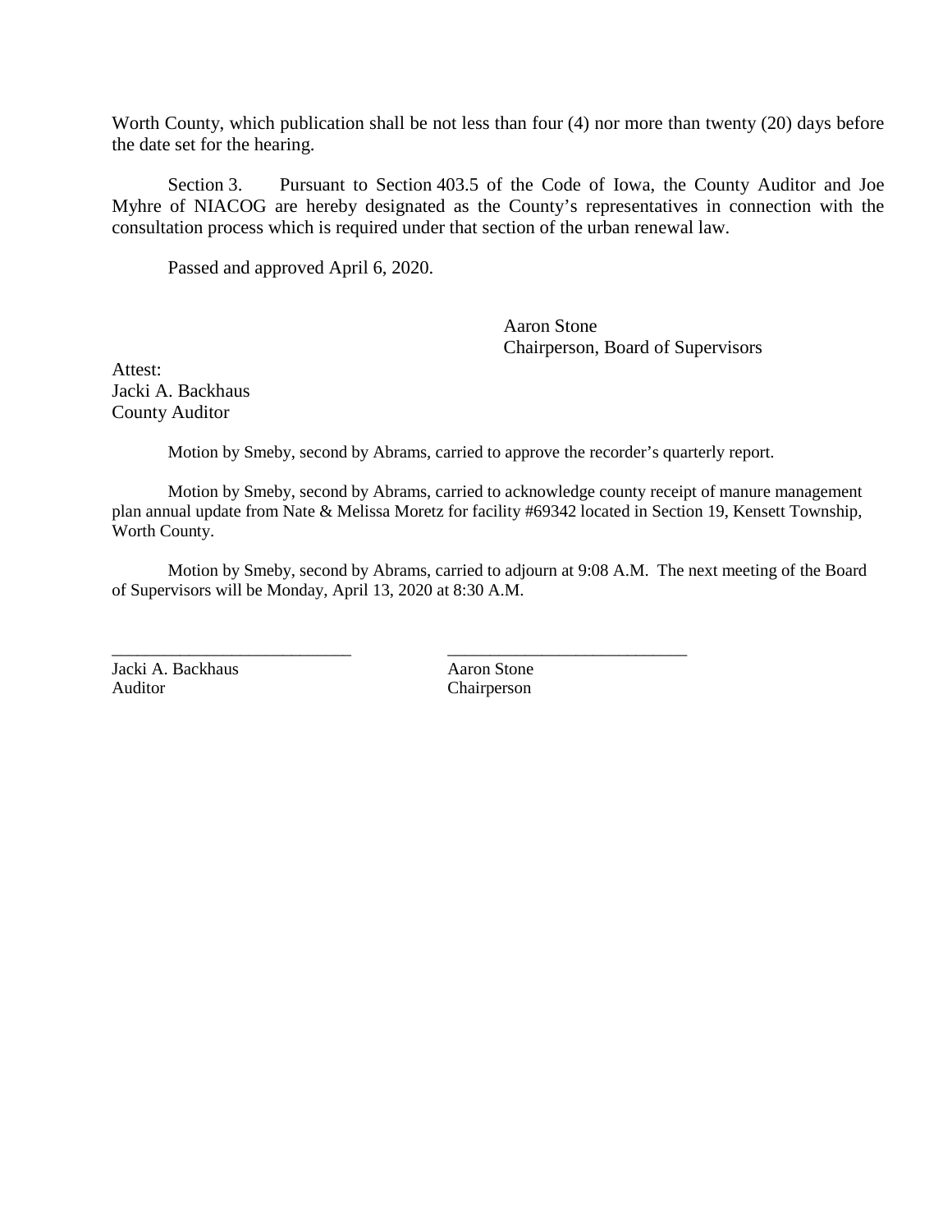Worth County, which publication shall be not less than four (4) nor more than twenty (20) days before the date set for the hearing.

Section 3. Pursuant to Section 403.5 of the Code of Iowa, the County Auditor and Joe Myhre of NIACOG are hereby designated as the County's representatives in connection with the consultation process which is required under that section of the urban renewal law.

Passed and approved April 6, 2020.

Aaron Stone
Chairperson, Board of Supervisors

Attest:
Jacki A. Backhaus
County Auditor

Motion by Smeby, second by Abrams, carried to approve the recorder's quarterly report.

Motion by Smeby, second by Abrams, carried to acknowledge county receipt of manure management plan annual update from Nate & Melissa Moretz for facility #69342 located in Section 19, Kensett Township, Worth County.

Motion by Smeby, second by Abrams, carried to adjourn at 9:08 A.M. The next meeting of the Board of Supervisors will be Monday, April 13, 2020 at 8:30 A.M.

\_\_\_\_\_\_\_\_\_\_\_\_\_\_\_\_\_\_\_\_\_\_\_\_\_\_\_\_ \_\_\_\_\_\_\_\_\_\_\_\_\_\_\_\_\_\_\_\_\_\_\_\_\_\_\_\_

Jacki A. Backhaus
Auditor

Aaron Stone
Chairperson